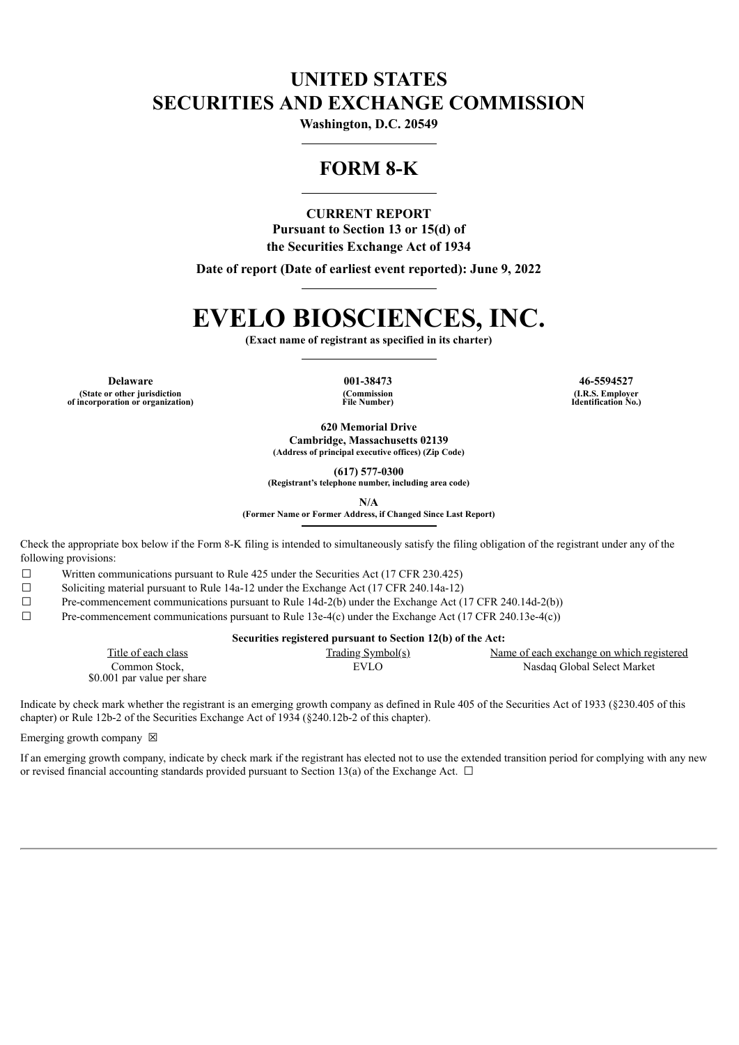# UNITED STATES
# SECURITIES AND EXCHANGE COMMISSION

**Washington, D.C. 20549**

## FORM 8-K

**CURRENT REPORT**
**Pursuant to Section 13 or 15(d) of**
**the Securities Exchange Act of 1934**

**Date of report (Date of earliest event reported): June 9, 2022**

# EVELO BIOSCIENCES, INC.

**(Exact name of registrant as specified in its charter)**

| **Delaware** | **001-38473** | **46-5594527** |
|---|---|---|
| **(State or other jurisdiction of incorporation or organization)** | **(Commission File Number)** | **(I.R.S. Employer Identification No.)** |

**620 Memorial Drive**
**Cambridge, Massachusetts 02139**
**(Address of principal executive offices) (Zip Code)**

**(617) 577-0300**
**(Registrant's telephone number, including area code)**

**N/A**
**(Former Name or Former Address, if Changed Since Last Report)**

Check the appropriate box below if the Form 8-K filing is intended to simultaneously satisfy the filing obligation of the registrant under any of the following provisions:

☐ Written communications pursuant to Rule 425 under the Securities Act (17 CFR 230.425)
☐ Soliciting material pursuant to Rule 14a-12 under the Exchange Act (17 CFR 240.14a-12)
☐ Pre-commencement communications pursuant to Rule 14d-2(b) under the Exchange Act (17 CFR 240.14d-2(b))
☐ Pre-commencement communications pursuant to Rule 13e-4(c) under the Exchange Act (17 CFR 240.13e-4(c))

**Securities registered pursuant to Section 12(b) of the Act:**

| Title of each class | Trading Symbol(s) | Name of each exchange on which registered |
|---|---|---|
| Common Stock, $0.001 par value per share | EVLO | Nasdaq Global Select Market |

Indicate by check mark whether the registrant is an emerging growth company as defined in Rule 405 of the Securities Act of 1933 (§230.405 of this chapter) or Rule 12b-2 of the Securities Exchange Act of 1934 (§240.12b-2 of this chapter).

Emerging growth company ☒

If an emerging growth company, indicate by check mark if the registrant has elected not to use the extended transition period for complying with any new or revised financial accounting standards provided pursuant to Section 13(a) of the Exchange Act. ☐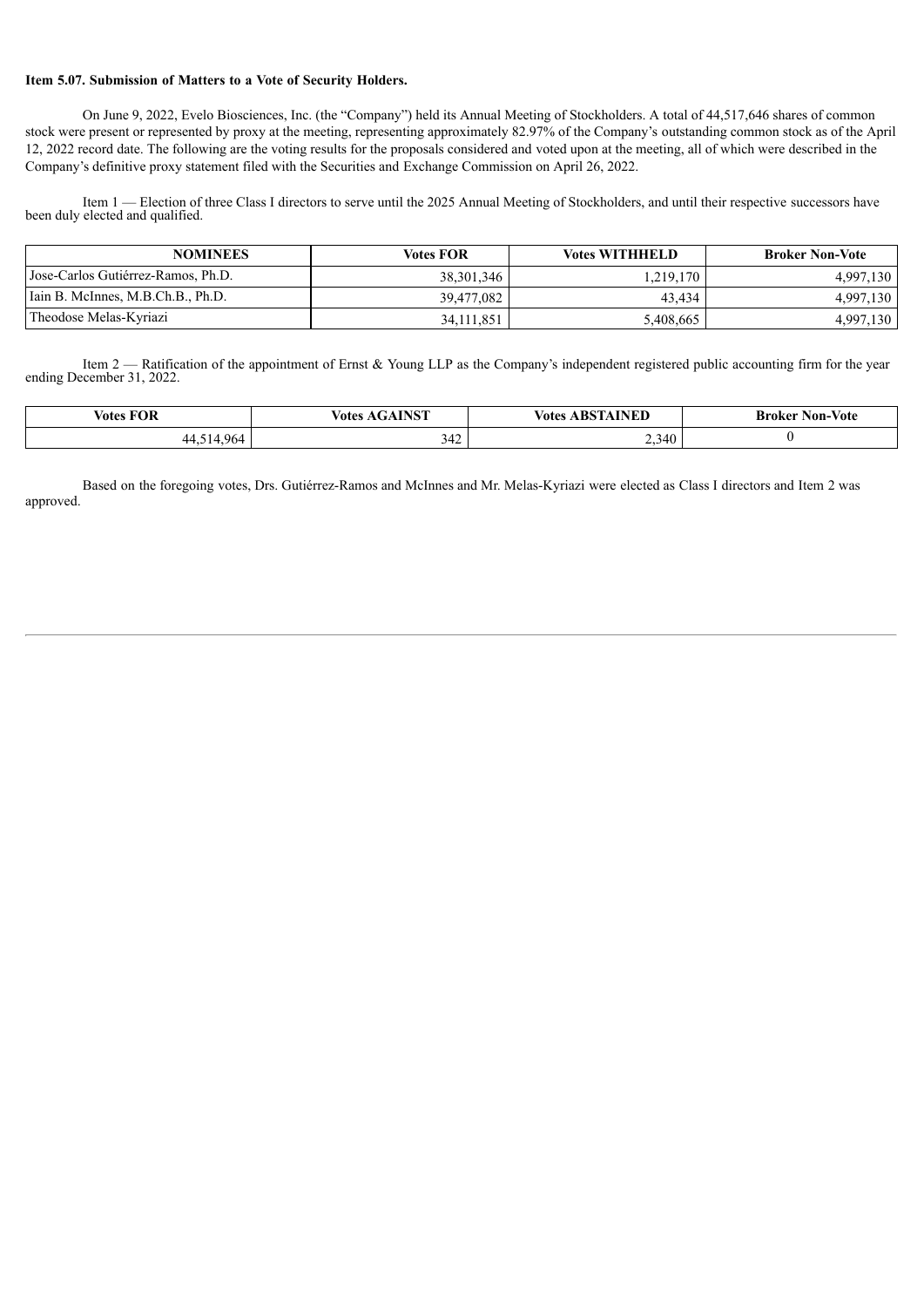**Item 5.07. Submission of Matters to a Vote of Security Holders.**

On June 9, 2022, Evelo Biosciences, Inc. (the "Company") held its Annual Meeting of Stockholders. A total of 44,517,646 shares of common stock were present or represented by proxy at the meeting, representing approximately 82.97% of the Company's outstanding common stock as of the April 12, 2022 record date. The following are the voting results for the proposals considered and voted upon at the meeting, all of which were described in the Company's definitive proxy statement filed with the Securities and Exchange Commission on April 26, 2022.

Item 1 — Election of three Class I directors to serve until the 2025 Annual Meeting of Stockholders, and until their respective successors have been duly elected and qualified.

| NOMINEES | Votes FOR | Votes WITHHELD | Broker Non-Vote |
| --- | --- | --- | --- |
| Jose-Carlos Gutiérrez-Ramos, Ph.D. | 38,301,346 | 1,219,170 | 4,997,130 |
| Iain B. McInnes, M.B.Ch.B., Ph.D. | 39,477,082 | 43,434 | 4,997,130 |
| Theodose Melas-Kyriazi | 34,111,851 | 5,408,665 | 4,997,130 |

Item 2 — Ratification of the appointment of Ernst & Young LLP as the Company's independent registered public accounting firm for the year ending December 31, 2022.

| Votes FOR | Votes AGAINST | Votes ABSTAINED | Broker Non-Vote |
| --- | --- | --- | --- |
| 44,514,964 | 342 | 2,340 | 0 |

Based on the foregoing votes, Drs. Gutiérrez-Ramos and McInnes and Mr. Melas-Kyriazi were elected as Class I directors and Item 2 was approved.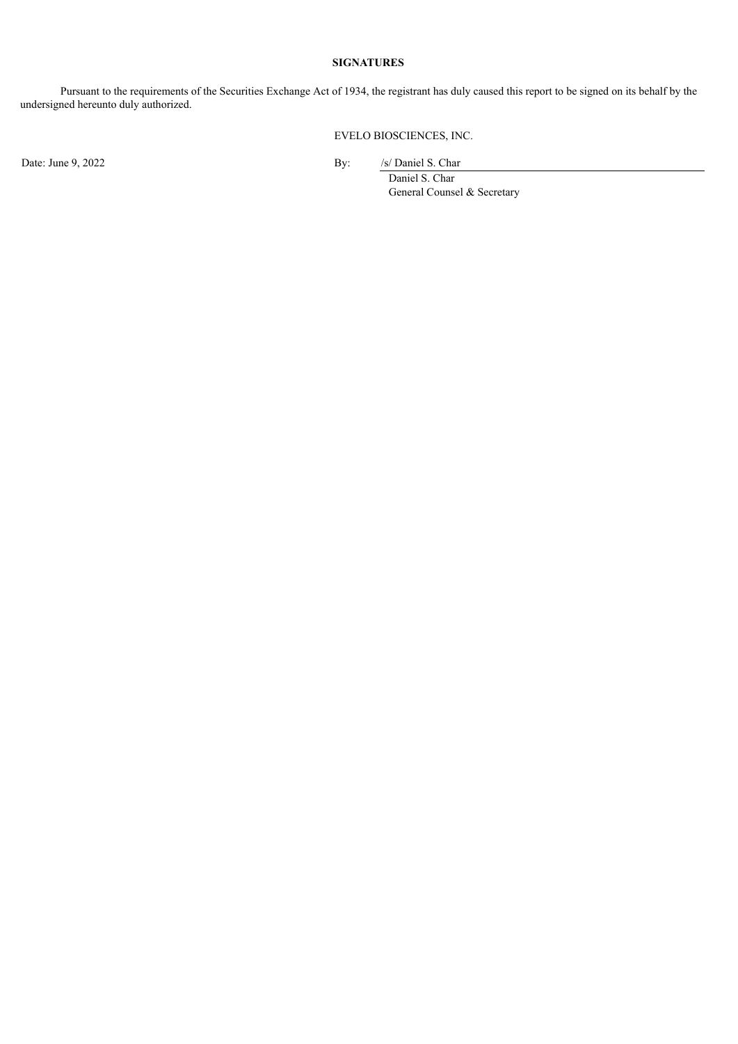**SIGNATURES**

Pursuant to the requirements of the Securities Exchange Act of 1934, the registrant has duly caused this report to be signed on its behalf by the undersigned hereunto duly authorized.

EVELO BIOSCIENCES, INC.

Date: June 9, 2022

By: /s/ Daniel S. Char

Daniel S. Char
General Counsel & Secretary